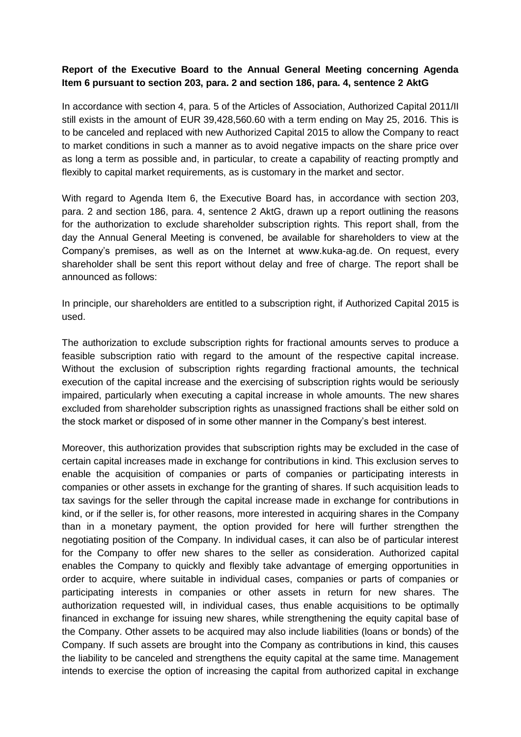**Report of the Executive Board to the Annual General Meeting concerning Agenda Item 6 pursuant to section 203, para. 2 and section 186, para. 4, sentence 2 AktG**

In accordance with section 4, para. 5 of the Articles of Association, Authorized Capital 2011/II still exists in the amount of EUR 39,428,560.60 with a term ending on May 25, 2016. This is to be canceled and replaced with new Authorized Capital 2015 to allow the Company to react to market conditions in such a manner as to avoid negative impacts on the share price over as long a term as possible and, in particular, to create a capability of reacting promptly and flexibly to capital market requirements, as is customary in the market and sector.

With regard to Agenda Item 6, the Executive Board has, in accordance with section 203, para. 2 and section 186, para. 4, sentence 2 AktG, drawn up a report outlining the reasons for the authorization to exclude shareholder subscription rights. This report shall, from the day the Annual General Meeting is convened, be available for shareholders to view at the Company's premises, as well as on the Internet at www.kuka-ag.de. On request, every shareholder shall be sent this report without delay and free of charge. The report shall be announced as follows:

In principle, our shareholders are entitled to a subscription right, if Authorized Capital 2015 is used.

The authorization to exclude subscription rights for fractional amounts serves to produce a feasible subscription ratio with regard to the amount of the respective capital increase. Without the exclusion of subscription rights regarding fractional amounts, the technical execution of the capital increase and the exercising of subscription rights would be seriously impaired, particularly when executing a capital increase in whole amounts. The new shares excluded from shareholder subscription rights as unassigned fractions shall be either sold on the stock market or disposed of in some other manner in the Company's best interest.

Moreover, this authorization provides that subscription rights may be excluded in the case of certain capital increases made in exchange for contributions in kind. This exclusion serves to enable the acquisition of companies or parts of companies or participating interests in companies or other assets in exchange for the granting of shares. If such acquisition leads to tax savings for the seller through the capital increase made in exchange for contributions in kind, or if the seller is, for other reasons, more interested in acquiring shares in the Company than in a monetary payment, the option provided for here will further strengthen the negotiating position of the Company. In individual cases, it can also be of particular interest for the Company to offer new shares to the seller as consideration. Authorized capital enables the Company to quickly and flexibly take advantage of emerging opportunities in order to acquire, where suitable in individual cases, companies or parts of companies or participating interests in companies or other assets in return for new shares. The authorization requested will, in individual cases, thus enable acquisitions to be optimally financed in exchange for issuing new shares, while strengthening the equity capital base of the Company. Other assets to be acquired may also include liabilities (loans or bonds) of the Company. If such assets are brought into the Company as contributions in kind, this causes the liability to be canceled and strengthens the equity capital at the same time. Management intends to exercise the option of increasing the capital from authorized capital in exchange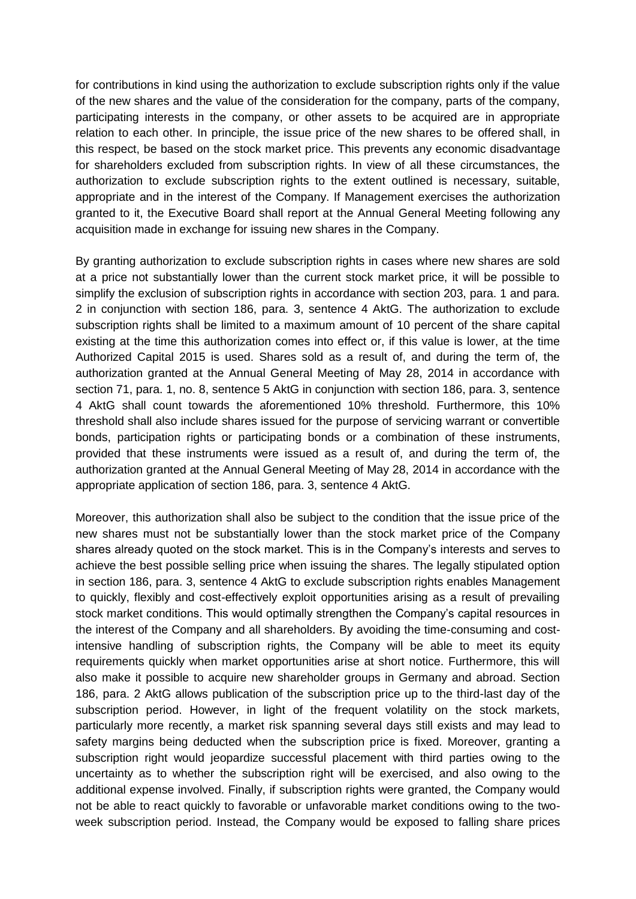for contributions in kind using the authorization to exclude subscription rights only if the value of the new shares and the value of the consideration for the company, parts of the company, participating interests in the company, or other assets to be acquired are in appropriate relation to each other. In principle, the issue price of the new shares to be offered shall, in this respect, be based on the stock market price. This prevents any economic disadvantage for shareholders excluded from subscription rights. In view of all these circumstances, the authorization to exclude subscription rights to the extent outlined is necessary, suitable, appropriate and in the interest of the Company. If Management exercises the authorization granted to it, the Executive Board shall report at the Annual General Meeting following any acquisition made in exchange for issuing new shares in the Company.

By granting authorization to exclude subscription rights in cases where new shares are sold at a price not substantially lower than the current stock market price, it will be possible to simplify the exclusion of subscription rights in accordance with section 203, para. 1 and para. 2 in conjunction with section 186, para. 3, sentence 4 AktG. The authorization to exclude subscription rights shall be limited to a maximum amount of 10 percent of the share capital existing at the time this authorization comes into effect or, if this value is lower, at the time Authorized Capital 2015 is used. Shares sold as a result of, and during the term of, the authorization granted at the Annual General Meeting of May 28, 2014 in accordance with section 71, para. 1, no. 8, sentence 5 AktG in conjunction with section 186, para. 3, sentence 4 AktG shall count towards the aforementioned 10% threshold. Furthermore, this 10% threshold shall also include shares issued for the purpose of servicing warrant or convertible bonds, participation rights or participating bonds or a combination of these instruments, provided that these instruments were issued as a result of, and during the term of, the authorization granted at the Annual General Meeting of May 28, 2014 in accordance with the appropriate application of section 186, para. 3, sentence 4 AktG.

Moreover, this authorization shall also be subject to the condition that the issue price of the new shares must not be substantially lower than the stock market price of the Company shares already quoted on the stock market. This is in the Company's interests and serves to achieve the best possible selling price when issuing the shares. The legally stipulated option in section 186, para. 3, sentence 4 AktG to exclude subscription rights enables Management to quickly, flexibly and cost-effectively exploit opportunities arising as a result of prevailing stock market conditions. This would optimally strengthen the Company's capital resources in the interest of the Company and all shareholders. By avoiding the time-consuming and cost-intensive handling of subscription rights, the Company will be able to meet its equity requirements quickly when market opportunities arise at short notice. Furthermore, this will also make it possible to acquire new shareholder groups in Germany and abroad. Section 186, para. 2 AktG allows publication of the subscription price up to the third-last day of the subscription period. However, in light of the frequent volatility on the stock markets, particularly more recently, a market risk spanning several days still exists and may lead to safety margins being deducted when the subscription price is fixed. Moreover, granting a subscription right would jeopardize successful placement with third parties owing to the uncertainty as to whether the subscription right will be exercised, and also owing to the additional expense involved. Finally, if subscription rights were granted, the Company would not be able to react quickly to favorable or unfavorable market conditions owing to the two-week subscription period. Instead, the Company would be exposed to falling share prices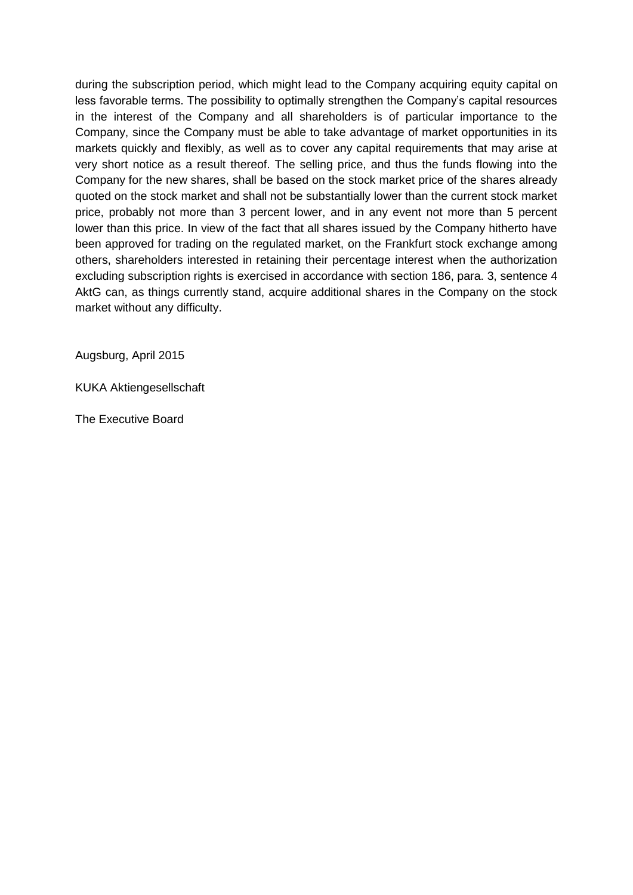during the subscription period, which might lead to the Company acquiring equity capital on less favorable terms. The possibility to optimally strengthen the Company's capital resources in the interest of the Company and all shareholders is of particular importance to the Company, since the Company must be able to take advantage of market opportunities in its markets quickly and flexibly, as well as to cover any capital requirements that may arise at very short notice as a result thereof. The selling price, and thus the funds flowing into the Company for the new shares, shall be based on the stock market price of the shares already quoted on the stock market and shall not be substantially lower than the current stock market price, probably not more than 3 percent lower, and in any event not more than 5 percent lower than this price. In view of the fact that all shares issued by the Company hitherto have been approved for trading on the regulated market, on the Frankfurt stock exchange among others, shareholders interested in retaining their percentage interest when the authorization excluding subscription rights is exercised in accordance with section 186, para. 3, sentence 4 AktG can, as things currently stand, acquire additional shares in the Company on the stock market without any difficulty.

Augsburg, April 2015

KUKA Aktiengesellschaft

The Executive Board